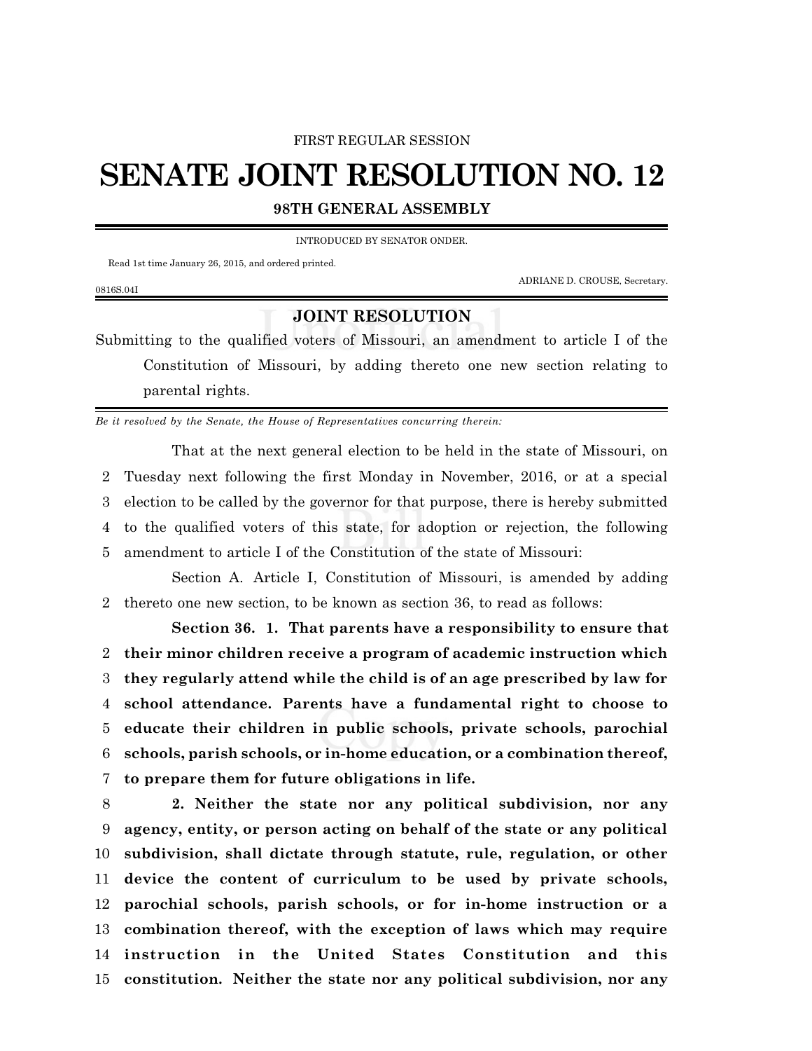FIRST REGULAR SESSION

# SENATE JOINT RESOLUTION NO. 12

**98TH GENERAL ASSEMBLY**

INTRODUCED BY SENATOR ONDER.

Read 1st time January 26, 2015, and ordered printed.

ADRIANE D. CROUSE, Secretary.

0816S.04I

## JOINT RESOLUTION

Submitting to the qualified voters of Missouri, an amendment to article I of the Constitution of Missouri, by adding thereto one new section relating to parental rights.

*Be it resolved by the Senate, the House of Representatives concurring therein:*

That at the next general election to be held in the state of Missouri, on Tuesday next following the first Monday in November, 2016, or at a special election to be called by the governor for that purpose, there is hereby submitted to the qualified voters of this state, for adoption or rejection, the following amendment to article I of the Constitution of the state of Missouri:

Section A. Article I, Constitution of Missouri, is amended by adding thereto one new section, to be known as section 36, to read as follows:

**Section 36. 1. That parents have a responsibility to ensure that their minor children receive a program of academic instruction which they regularly attend while the child is of an age prescribed by law for school attendance. Parents have a fundamental right to choose to educate their children in public schools, private schools, parochial schools, parish schools, or in-home education, or a combination thereof, to prepare them for future obligations in life.**

**2. Neither the state nor any political subdivision, nor any agency, entity, or person acting on behalf of the state or any political subdivision, shall dictate through statute, rule, regulation, or other device the content of curriculum to be used by private schools, parochial schools, parish schools, or for in-home instruction or a combination thereof, with the exception of laws which may require instruction in the United States Constitution and this constitution. Neither the state nor any political subdivision, nor any**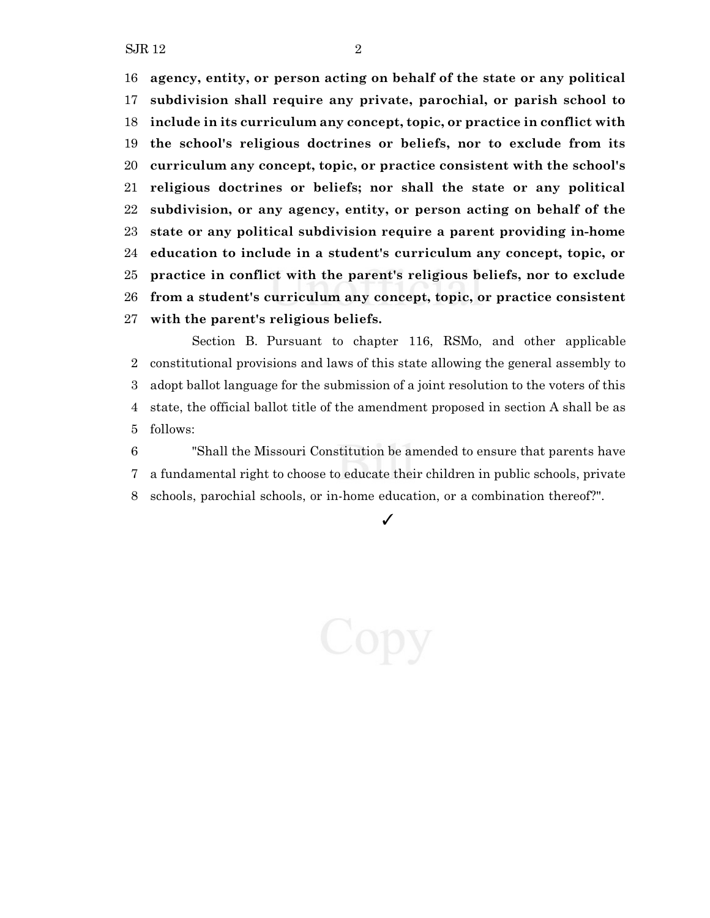**agency, entity, or person acting on behalf of the state or any political subdivision shall require any private, parochial, or parish school to include in its curriculum any concept, topic, or practice in conflict with the school's religious doctrines or beliefs, nor to exclude from its curriculum any concept, topic, or practice consistent with the school's religious doctrines or beliefs; nor shall the state or any political subdivision, or any agency, entity, or person acting on behalf of the state or any political subdivision require a parent providing in-home education to include in a student's curriculum any concept, topic, or practice in conflict with the parent's religious beliefs, nor to exclude from a student's curriculum any concept, topic, or practice consistent with the parent's religious beliefs.**

Section B. Pursuant to chapter 116, RSMo, and other applicable constitutional provisions and laws of this state allowing the general assembly to adopt ballot language for the submission of a joint resolution to the voters of this state, the official ballot title of the amendment proposed in section A shall be as follows:

"Shall the Missouri Constitution be amended to ensure that parents have a fundamental right to choose to educate their children in public schools, private schools, parochial schools, or in-home education, or a combination thereof?".

✓